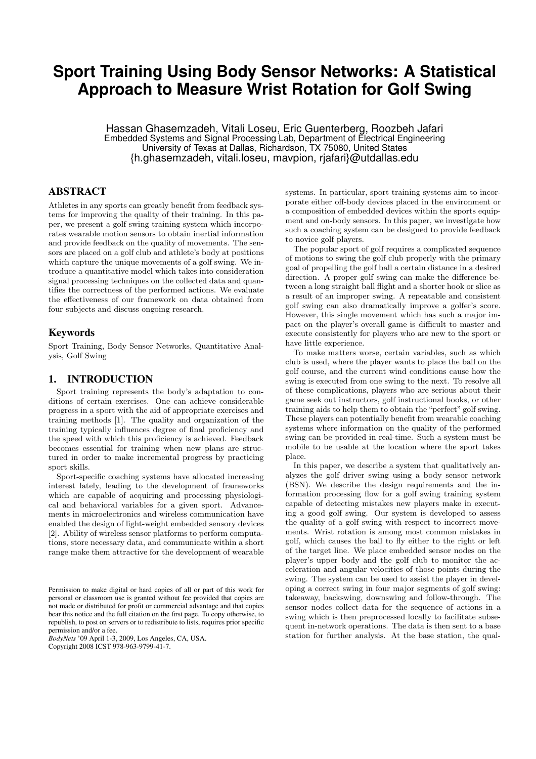# Sport Training Using Body Sensor Networks: A Statistical Approach to Measure Wrist Rotation for Golf Swing

Hassan Ghasemzadeh, Vitali Loseu, Eric Guenterberg, Roozbeh Jafari
Embedded Systems and Signal Processing Lab, Department of Electrical Engineering
University of Texas at Dallas, Richardson, TX 75080, United States
{h.ghasemzadeh, vitali.loseu, mavpion, rjafari}@utdallas.edu

## ABSTRACT

Athletes in any sports can greatly benefit from feedback systems for improving the quality of their training. In this paper, we present a golf swing training system which incorporates wearable motion sensors to obtain inertial information and provide feedback on the quality of movements. The sensors are placed on a golf club and athlete's body at positions which capture the unique movements of a golf swing. We introduce a quantitative model which takes into consideration signal processing techniques on the collected data and quantifies the correctness of the performed actions. We evaluate the effectiveness of our framework on data obtained from four subjects and discuss ongoing research.

## Keywords

Sport Training, Body Sensor Networks, Quantitative Analysis, Golf Swing

## 1. INTRODUCTION

Sport training represents the body's adaptation to conditions of certain exercises. One can achieve considerable progress in a sport with the aid of appropriate exercises and training methods [1]. The quality and organization of the training typically influences degree of final proficiency and the speed with which this proficiency is achieved. Feedback becomes essential for training when new plans are structured in order to make incremental progress by practicing sport skills.

Sport-specific coaching systems have allocated increasing interest lately, leading to the development of frameworks which are capable of acquiring and processing physiological and behavioral variables for a given sport. Advancements in microelectronics and wireless communication have enabled the design of light-weight embedded sensory devices [2]. Ability of wireless sensor platforms to perform computations, store necessary data, and communicate within a short range make them attractive for the development of wearable systems. In particular, sport training systems aim to incorporate either off-body devices placed in the environment or a composition of embedded devices within the sports equipment and on-body sensors. In this paper, we investigate how such a coaching system can be designed to provide feedback to novice golf players.

The popular sport of golf requires a complicated sequence of motions to swing the golf club properly with the primary goal of propelling the golf ball a certain distance in a desired direction. A proper golf swing can make the difference between a long straight ball flight and a shorter hook or slice as a result of an improper swing. A repeatable and consistent golf swing can also dramatically improve a golfer's score. However, this single movement which has such a major impact on the player's overall game is difficult to master and execute consistently for players who are new to the sport or have little experience.

To make matters worse, certain variables, such as which club is used, where the player wants to place the ball on the golf course, and the current wind conditions cause how the swing is executed from one swing to the next. To resolve all of these complications, players who are serious about their game seek out instructors, golf instructional books, or other training aids to help them to obtain the "perfect" golf swing. These players can potentially benefit from wearable coaching systems where information on the quality of the performed swing can be provided in real-time. Such a system must be mobile to be usable at the location where the sport takes place.

In this paper, we describe a system that qualitatively analyzes the golf driver swing using a body sensor network (BSN). We describe the design requirements and the information processing flow for a golf swing training system capable of detecting mistakes new players make in executing a good golf swing. Our system is developed to assess the quality of a golf swing with respect to incorrect movements. Wrist rotation is among most common mistakes in golf, which causes the ball to fly either to the right or left of the target line. We place embedded sensor nodes on the player's upper body and the golf club to monitor the acceleration and angular velocities of those points during the swing. The system can be used to assist the player in developing a correct swing in four major segments of golf swing: takeaway, backswing, downswing and follow-through. The sensor nodes collect data for the sequence of actions in a swing which is then preprocessed locally to facilitate subsequent in-network operations. The data is then sent to a base station for further analysis. At the base station, the qual-

Permission to make digital or hard copies of all or part of this work for personal or classroom use is granted without fee provided that copies are not made or distributed for profit or commercial advantage and that copies bear this notice and the full citation on the first page. To copy otherwise, to republish, to post on servers or to redistribute to lists, requires prior specific permission and/or a fee.
*BodyNets* '09 April 1-3, 2009, Los Angeles, CA, USA.
Copyright 2008 ICST 978-963-9799-41-7.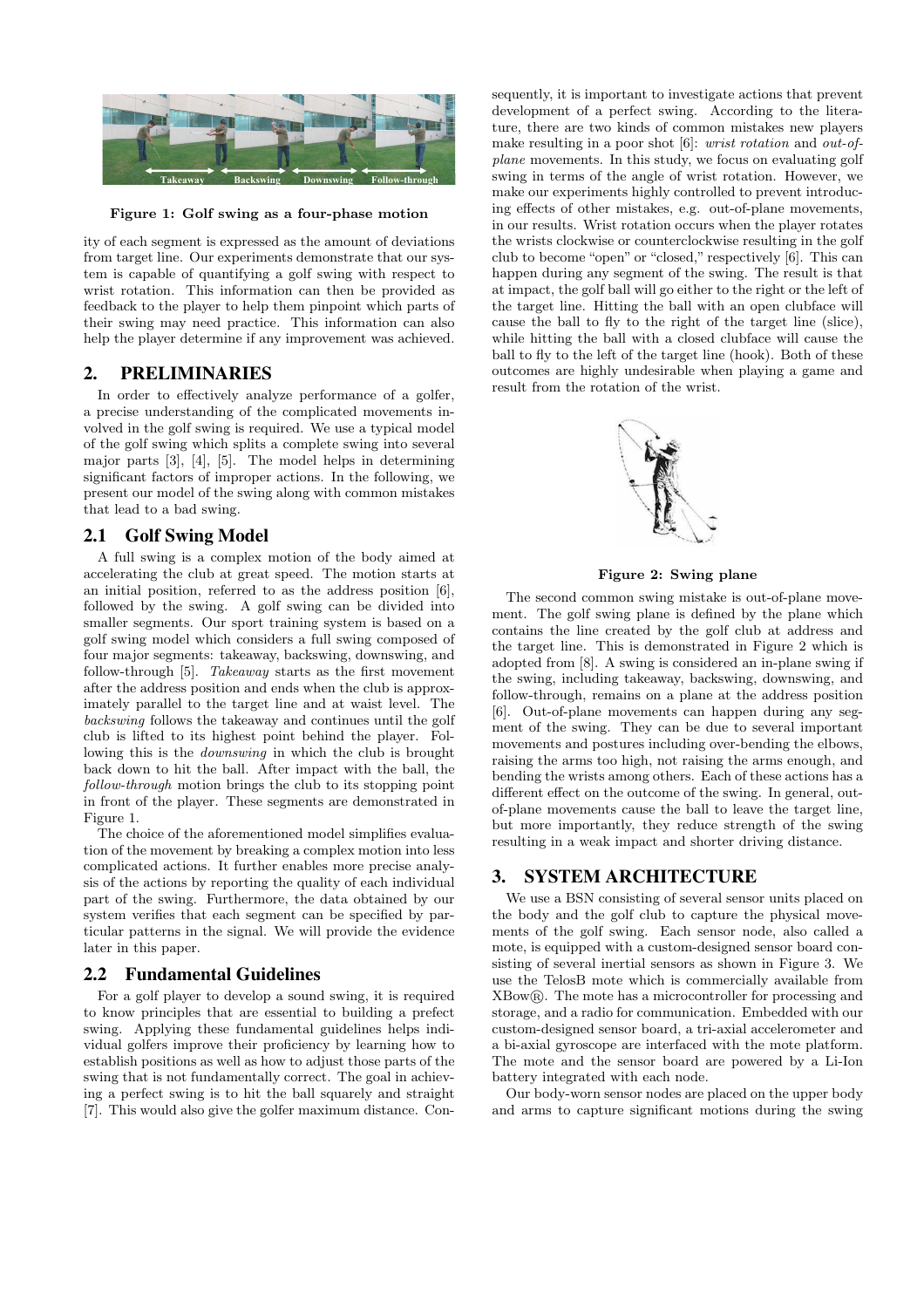Figure 1: Golf swing as a four-phase motion

ity of each segment is expressed as the amount of deviations from target line. Our experiments demonstrate that our system is capable of quantifying a golf swing with respect to wrist rotation. This information can then be provided as feedback to the player to help them pinpoint which parts of their swing may need practice. This information can also help the player determine if any improvement was achieved.

## 2. PRELIMINARIES

In order to effectively analyze performance of a golfer, a precise understanding of the complicated movements involved in the golf swing is required. We use a typical model of the golf swing which splits a complete swing into several major parts [3], [4], [5]. The model helps in determining significant factors of improper actions. In the following, we present our model of the swing along with common mistakes that lead to a bad swing.

### 2.1 Golf Swing Model

A full swing is a complex motion of the body aimed at accelerating the club at great speed. The motion starts at an initial position, referred to as the address position [6], followed by the swing. A golf swing can be divided into smaller segments. Our sport training system is based on a golf swing model which considers a full swing composed of four major segments: takeaway, backswing, downswing, and follow-through [5]. *Takeaway* starts as the first movement after the address position and ends when the club is approximately parallel to the target line and at waist level. The *backswing* follows the takeaway and continues until the golf club is lifted to its highest point behind the player. Following this is the *downswing* in which the club is brought back down to hit the ball. After impact with the ball, the *follow-through* motion brings the club to its stopping point in front of the player. These segments are demonstrated in Figure 1.

The choice of the aforementioned model simplifies evaluation of the movement by breaking a complex motion into less complicated actions. It further enables more precise analysis of the actions by reporting the quality of each individual part of the swing. Furthermore, the data obtained by our system verifies that each segment can be specified by particular patterns in the signal. We will provide the evidence later in this paper.

### 2.2 Fundamental Guidelines

For a golf player to develop a sound swing, it is required to know principles that are essential to building a prefect swing. Applying these fundamental guidelines helps individual golfers improve their proficiency by learning how to establish positions as well as how to adjust those parts of the swing that is not fundamentally correct. The goal in achieving a perfect swing is to hit the ball squarely and straight [7]. This would also give the golfer maximum distance. Consequently, it is important to investigate actions that prevent development of a perfect swing. According to the literature, there are two kinds of common mistakes new players make resulting in a poor shot [6]: *wrist rotation* and *out-of-plane* movements. In this study, we focus on evaluating golf swing in terms of the angle of wrist rotation. However, we make our experiments highly controlled to prevent introducing effects of other mistakes, e.g. out-of-plane movements, in our results. Wrist rotation occurs when the player rotates the wrists clockwise or counterclockwise resulting in the golf club to become "open" or "closed," respectively [6]. This can happen during any segment of the swing. The result is that at impact, the golf ball will go either to the right or the left of the target line. Hitting the ball with an open clubface will cause the ball to fly to the right of the target line (slice), while hitting the ball with a closed clubface will cause the ball to fly to the left of the target line (hook). Both of these outcomes are highly undesirable when playing a game and result from the rotation of the wrist.

Figure 2: Swing plane

The second common swing mistake is out-of-plane movement. The golf swing plane is defined by the plane which contains the line created by the golf club at address and the target line. This is demonstrated in Figure 2 which is adopted from [8]. A swing is considered an in-plane swing if the swing, including takeaway, backswing, downswing, and follow-through, remains on a plane at the address position [6]. Out-of-plane movements can happen during any segment of the swing. They can be due to several important movements and postures including over-bending the elbows, raising the arms too high, not raising the arms enough, and bending the wrists among others. Each of these actions has a different effect on the outcome of the swing. In general, out-of-plane movements cause the ball to leave the target line, but more importantly, they reduce strength of the swing resulting in a weak impact and shorter driving distance.

## 3. SYSTEM ARCHITECTURE

We use a BSN consisting of several sensor units placed on the body and the golf club to capture the physical movements of the golf swing. Each sensor node, also called a mote, is equipped with a custom-designed sensor board consisting of several inertial sensors as shown in Figure 3. We use the TelosB mote which is commercially available from XBow®. The mote has a microcontroller for processing and storage, and a radio for communication. Embedded with our custom-designed sensor board, a tri-axial accelerometer and a bi-axial gyroscope are interfaced with the mote platform. The mote and the sensor board are powered by a Li-Ion battery integrated with each node.

Our body-worn sensor nodes are placed on the upper body and arms to capture significant motions during the swing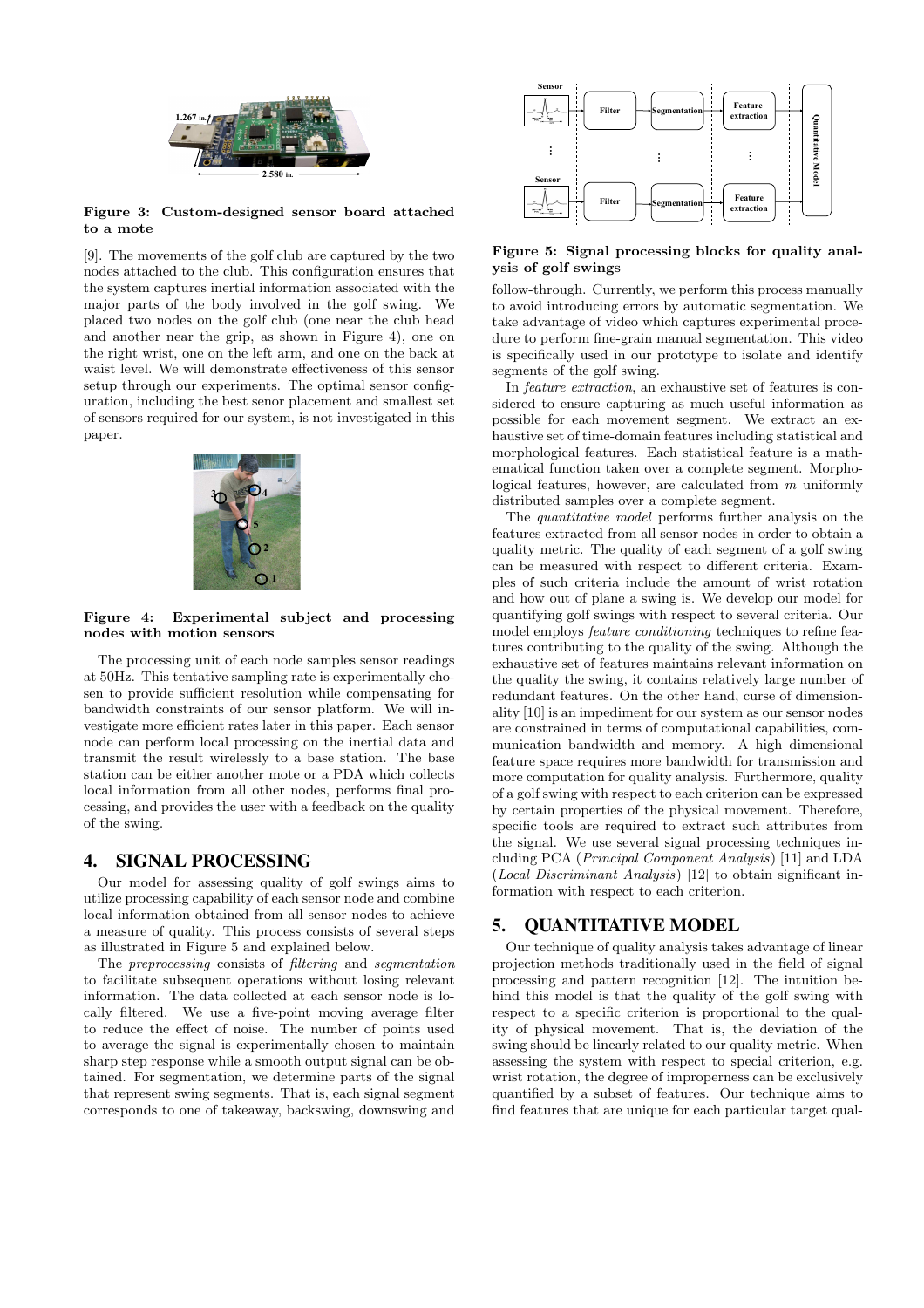Figure 3: Custom-designed sensor board attached to a mote

[9]. The movements of the golf club are captured by the two nodes attached to the club. This configuration ensures that the system captures inertial information associated with the major parts of the body involved in the golf swing. We placed two nodes on the golf club (one near the club head and another near the grip, as shown in Figure 4), one on the right wrist, one on the left arm, and one on the back at waist level. We will demonstrate effectiveness of this sensor setup through our experiments. The optimal sensor configuration, including the best senor placement and smallest set of sensors required for our system, is not investigated in this paper.

Figure 4: Experimental subject and processing nodes with motion sensors

The processing unit of each node samples sensor readings at 50Hz. This tentative sampling rate is experimentally chosen to provide sufficient resolution while compensating for bandwidth constraints of our sensor platform. We will investigate more efficient rates later in this paper. Each sensor node can perform local processing on the inertial data and transmit the result wirelessly to a base station. The base station can be either another mote or a PDA which collects local information from all other nodes, performs final processing, and provides the user with a feedback on the quality of the swing.

## 4. SIGNAL PROCESSING

Our model for assessing quality of golf swings aims to utilize processing capability of each sensor node and combine local information obtained from all sensor nodes to achieve a measure of quality. This process consists of several steps as illustrated in Figure 5 and explained below.

The *preprocessing* consists of *filtering* and *segmentation* to facilitate subsequent operations without losing relevant information. The data collected at each sensor node is locally filtered. We use a five-point moving average filter to reduce the effect of noise. The number of points used to average the signal is experimentally chosen to maintain sharp step response while a smooth output signal can be obtained. For segmentation, we determine parts of the signal that represent swing segments. That is, each signal segment corresponds to one of takeaway, backswing, downswing and follow-through. Currently, we perform this process manually to avoid introducing errors by automatic segmentation. We take advantage of video which captures experimental procedure to perform fine-grain manual segmentation. This video is specifically used in our prototype to isolate and identify segments of the golf swing.

Figure 5: Signal processing blocks for quality analysis of golf swings

In *feature extraction*, an exhaustive set of features is considered to ensure capturing as much useful information as possible for each movement segment. We extract an exhaustive set of time-domain features including statistical and morphological features. Each statistical feature is a mathematical function taken over a complete segment. Morphological features, however, are calculated from $m$ uniformly distributed samples over a complete segment.

The *quantitative model* performs further analysis on the features extracted from all sensor nodes in order to obtain a quality metric. The quality of each segment of a golf swing can be measured with respect to different criteria. Examples of such criteria include the amount of wrist rotation and how out of plane a swing is. We develop our model for quantifying golf swings with respect to several criteria. Our model employs *feature conditioning* techniques to refine features contributing to the quality of the swing. Although the exhaustive set of features maintains relevant information on the quality the swing, it contains relatively large number of redundant features. On the other hand, curse of dimensionality [10] is an impediment for our system as our sensor nodes are constrained in terms of computational capabilities, communication bandwidth and memory. A high dimensional feature space requires more bandwidth for transmission and more computation for quality analysis. Furthermore, quality of a golf swing with respect to each criterion can be expressed by certain properties of the physical movement. Therefore, specific tools are required to extract such attributes from the signal. We use several signal processing techniques including PCA (*Principal Component Analysis*) [11] and LDA (*Local Discriminant Analysis*) [12] to obtain significant information with respect to each criterion.

## 5. QUANTITATIVE MODEL

Our technique of quality analysis takes advantage of linear projection methods traditionally used in the field of signal processing and pattern recognition [12]. The intuition behind this model is that the quality of the golf swing with respect to a specific criterion is proportional to the quality of physical movement. That is, the deviation of the swing should be linearly related to our quality metric. When assessing the system with respect to special criterion, e.g. wrist rotation, the degree of improperness can be exclusively quantified by a subset of features. Our technique aims to find features that are unique for each particular target qual-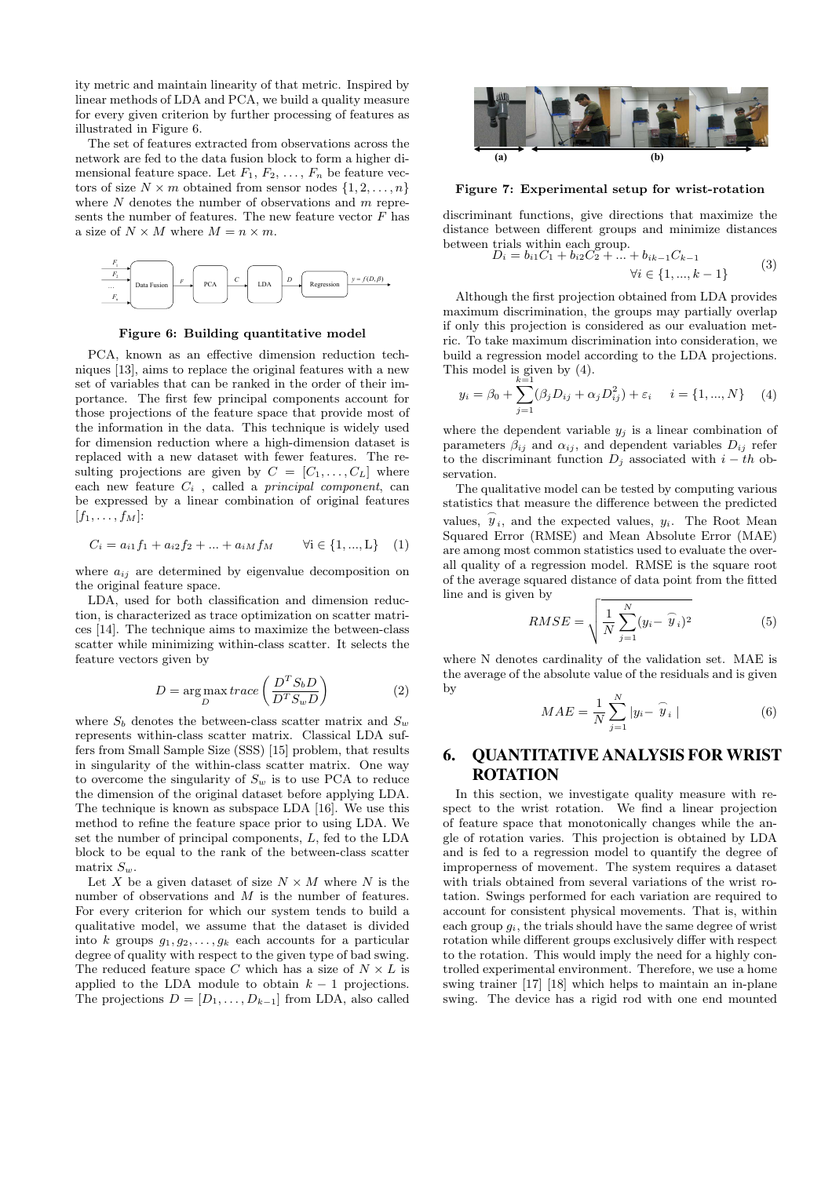ity metric and maintain linearity of that metric. Inspired by linear methods of LDA and PCA, we build a quality measure for every given criterion by further processing of features as illustrated in Figure 6.

The set of features extracted from observations across the network are fed to the data fusion block to form a higher dimensional feature space. Let $F_1$, $F_2$, ..., $F_n$ be feature vectors of size $N \times m$ obtained from sensor nodes $\{1, 2, \ldots, n\}$ where $N$ denotes the number of observations and $m$ represents the number of features. The new feature vector $F$ has a size of $N \times M$ where $M = n \times m$.

**Figure 6: Building quantitative model**

PCA, known as an effective dimension reduction techniques [13], aims to replace the original features with a new set of variables that can be ranked in the order of their importance. The first few principal components account for those projections of the feature space that provide most of the information in the data. This technique is widely used for dimension reduction where a high-dimension dataset is replaced with a new dataset with fewer features. The resulting projections are given by $C = [C_1, \ldots, C_L]$ where each new feature $C_i$ , called a *principal component*, can be expressed by a linear combination of original features $[f_1, \ldots, f_M]$:

$$C_i = a_{i1}f_1 + a_{i2}f_2 + ... + a_{iM}f_M \qquad \forall \text{i} \in \{1, ..., \text{L}\} \quad (1)$$

where $a_{ij}$ are determined by eigenvalue decomposition on the original feature space.

LDA, used for both classification and dimension reduction, is characterized as trace optimization on scatter matrices [14]. The technique aims to maximize the between-class scatter while minimizing within-class scatter. It selects the feature vectors given by

$$D = \arg\max_{D} trace\left(\frac{D^T S_b D}{D^T S_w D}\right) \quad (2)$$

where $S_b$ denotes the between-class scatter matrix and $S_w$ represents within-class scatter matrix. Classical LDA suffers from Small Sample Size (SSS) [15] problem, that results in singularity of the within-class scatter matrix. One way to overcome the singularity of $S_w$ is to use PCA to reduce the dimension of the original dataset before applying LDA. The technique is known as subspace LDA [16]. We use this method to refine the feature space prior to using LDA. We set the number of principal components, $L$, fed to the LDA block to be equal to the rank of the between-class scatter matrix $S_w$.

Let $X$ be a given dataset of size $N \times M$ where $N$ is the number of observations and $M$ is the number of features. For every criterion for which our system tends to build a qualitative model, we assume that the dataset is divided into $k$ groups $g_1, g_2, \ldots, g_k$ each accounts for a particular degree of quality with respect to the given type of bad swing. The reduced feature space $C$ which has a size of $N \times L$ is applied to the LDA module to obtain $k-1$ projections. The projections $D = [D_1, \ldots, D_{k-1}]$ from LDA, also called discriminant functions, give directions that maximize the distance between different groups and minimize distances between trials within each group.

$$D_i = b_{i1}C_1 + b_{i2}C_2 + ... + b_{ik-1}C_{k-1} \qquad \forall i \in \{1, ..., k-1\} \quad (3)$$

Although the first projection obtained from LDA provides maximum discrimination, the groups may partially overlap if only this projection is considered as our evaluation metric. To take maximum discrimination into consideration, we build a regression model according to the LDA projections. This model is given by (4).

$$y_i = \beta_0 + \sum_{j=1}^{k=1}(\beta_j D_{ij} + \alpha_j D_{ij}^2) + \varepsilon_i \qquad i = \{1, ..., N\} \quad (4)$$

where the dependent variable $y_j$ is a linear combination of parameters $\beta_{ij}$ and $\alpha_{ij}$, and dependent variables $D_{ij}$ refer to the discriminant function $D_j$ associated with $i-th$ observation.

The qualitative model can be tested by computing various statistics that measure the difference between the predicted values, $\widehat{y}_i$, and the expected values, $y_i$. The Root Mean Squared Error (RMSE) and Mean Absolute Error (MAE) are among most common statistics used to evaluate the overall quality of a regression model. RMSE is the square root of the average squared distance of data point from the fitted line and is given by

$$RMSE = \sqrt{\frac{1}{N}\sum_{j=1}^{N}(y_i - \widehat{y}_i)^2} \quad (5)$$

where N denotes cardinality of the validation set. MAE is the average of the absolute value of the residuals and is given by

$$MAE = \frac{1}{N}\sum_{j=1}^{N}|y_i - \widehat{y}_i| \quad (6)$$

**Figure 7: Experimental setup for wrist-rotation**

## 6. QUANTITATIVE ANALYSIS FOR WRIST ROTATION

In this section, we investigate quality measure with respect to the wrist rotation. We find a linear projection of feature space that monotonically changes while the angle of rotation varies. This projection is obtained by LDA and is fed to a regression model to quantify the degree of improperness of movement. The system requires a dataset with trials obtained from several variations of the wrist rotation. Swings performed for each variation are required to account for consistent physical movements. That is, within each group $g_i$, the trials should have the same degree of wrist rotation while different groups exclusively differ with respect to the rotation. This would imply the need for a highly controlled experimental environment. Therefore, we use a home swing trainer [17] [18] which helps to maintain an in-plane swing. The device has a rigid rod with one end mounted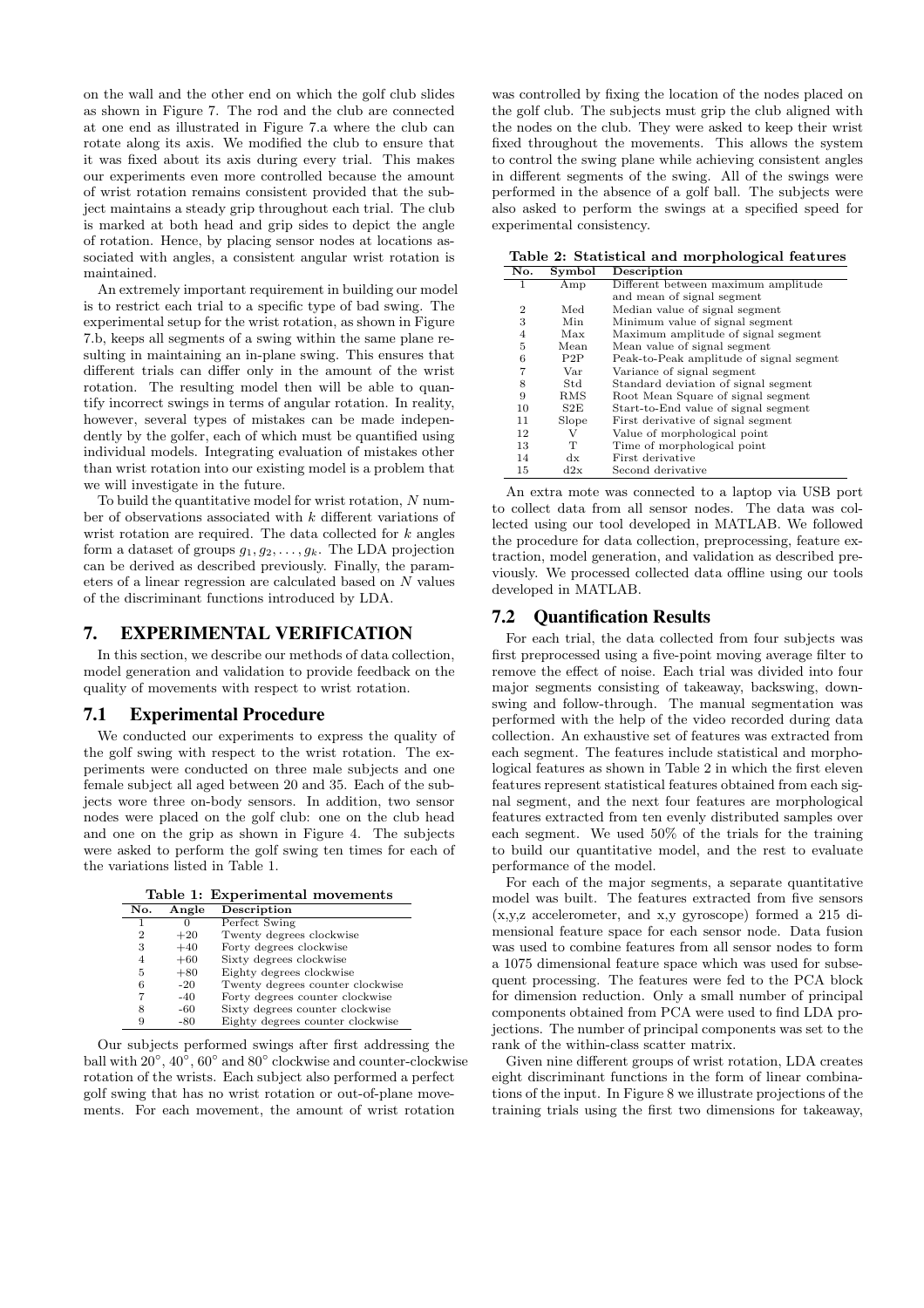on the wall and the other end on which the golf club slides as shown in Figure 7. The rod and the club are connected at one end as illustrated in Figure 7.a where the club can rotate along its axis. We modified the club to ensure that it was fixed about its axis during every trial. This makes our experiments even more controlled because the amount of wrist rotation remains consistent provided that the subject maintains a steady grip throughout each trial. The club is marked at both head and grip sides to depict the angle of rotation. Hence, by placing sensor nodes at locations associated with angles, a consistent angular wrist rotation is maintained.

An extremely important requirement in building our model is to restrict each trial to a specific type of bad swing. The experimental setup for the wrist rotation, as shown in Figure 7.b, keeps all segments of a swing within the same plane resulting in maintaining an in-plane swing. This ensures that different trials can differ only in the amount of the wrist rotation. The resulting model then will be able to quantify incorrect swings in terms of angular rotation. In reality, however, several types of mistakes can be made independently by the golfer, each of which must be quantified using individual models. Integrating evaluation of mistakes other than wrist rotation into our existing model is a problem that we will investigate in the future.

To build the quantitative model for wrist rotation, $N$ number of observations associated with $k$ different variations of wrist rotation are required. The data collected for $k$ angles form a dataset of groups $g_1, g_2, \ldots, g_k$. The LDA projection can be derived as described previously. Finally, the parameters of a linear regression are calculated based on $N$ values of the discriminant functions introduced by LDA.

# 7. EXPERIMENTAL VERIFICATION

In this section, we describe our methods of data collection, model generation and validation to provide feedback on the quality of movements with respect to wrist rotation.

## 7.1 Experimental Procedure

We conducted our experiments to express the quality of the golf swing with respect to the wrist rotation. The experiments were conducted on three male subjects and one female subject all aged between 20 and 35. Each of the subjects wore three on-body sensors. In addition, two sensor nodes were placed on the golf club: one on the club head and one on the grip as shown in Figure 4. The subjects were asked to perform the golf swing ten times for each of the variations listed in Table 1.

**Table 1: Experimental movements**

| No. | Angle | Description |
|---|---|---|
| 1 | 0 | Perfect Swing |
| 2 | +20 | Twenty degrees clockwise |
| 3 | +40 | Forty degrees clockwise |
| 4 | +60 | Sixty degrees clockwise |
| 5 | +80 | Eighty degrees clockwise |
| 6 | -20 | Twenty degrees counter clockwise |
| 7 | -40 | Forty degrees counter clockwise |
| 8 | -60 | Sixty degrees counter clockwise |
| 9 | -80 | Eighty degrees counter clockwise |

Our subjects performed swings after first addressing the ball with $20^\circ$, $40^\circ$, $60^\circ$ and $80^\circ$ clockwise and counter-clockwise rotation of the wrists. Each subject also performed a perfect golf swing that has no wrist rotation or out-of-plane movements. For each movement, the amount of wrist rotation was controlled by fixing the location of the nodes placed on the golf club. The subjects must grip the club aligned with the nodes on the club. They were asked to keep their wrist fixed throughout the movements. This allows the system to control the swing plane while achieving consistent angles in different segments of the swing. All of the swings were performed in the absence of a golf ball. The subjects were also asked to perform the swings at a specified speed for experimental consistency.

**Table 2: Statistical and morphological features**

| No. | Symbol | Description |
|---|---|---|
| 1 | Amp | Different between maximum amplitude and mean of signal segment |
| 2 | Med | Median value of signal segment |
| 3 | Min | Minimum value of signal segment |
| 4 | Max | Maximum amplitude of signal segment |
| 5 | Mean | Mean value of signal segment |
| 6 | P2P | Peak-to-Peak amplitude of signal segment |
| 7 | Var | Variance of signal segment |
| 8 | Std | Standard deviation of signal segment |
| 9 | RMS | Root Mean Square of signal segment |
| 10 | S2E | Start-to-End value of signal segment |
| 11 | Slope | First derivative of signal segment |
| 12 | V | Value of morphological point |
| 13 | T | Time of morphological point |
| 14 | dx | First derivative |
| 15 | d2x | Second derivative |

An extra mote was connected to a laptop via USB port to collect data from all sensor nodes. The data was collected using our tool developed in MATLAB. We followed the procedure for data collection, preprocessing, feature extraction, model generation, and validation as described previously. We processed collected data offline using our tools developed in MATLAB.

## 7.2 Quantification Results

For each trial, the data collected from four subjects was first preprocessed using a five-point moving average filter to remove the effect of noise. Each trial was divided into four major segments consisting of takeaway, backswing, downswing and follow-through. The manual segmentation was performed with the help of the video recorded during data collection. An exhaustive set of features was extracted from each segment. The features include statistical and morphological features as shown in Table 2 in which the first eleven features represent statistical features obtained from each signal segment, and the next four features are morphological features extracted from ten evenly distributed samples over each segment. We used 50% of the trials for the training to build our quantitative model, and the rest to evaluate performance of the model.

For each of the major segments, a separate quantitative model was built. The features extracted from five sensors (x,y,z accelerometer, and x,y gyroscope) formed a 215 dimensional feature space for each sensor node. Data fusion was used to combine features from all sensor nodes to form a 1075 dimensional feature space which was used for subsequent processing. The features were fed to the PCA block for dimension reduction. Only a small number of principal components obtained from PCA were used to find LDA projections. The number of principal components was set to the rank of the within-class scatter matrix.

Given nine different groups of wrist rotation, LDA creates eight discriminant functions in the form of linear combinations of the input. In Figure 8 we illustrate projections of the training trials using the first two dimensions for takeaway,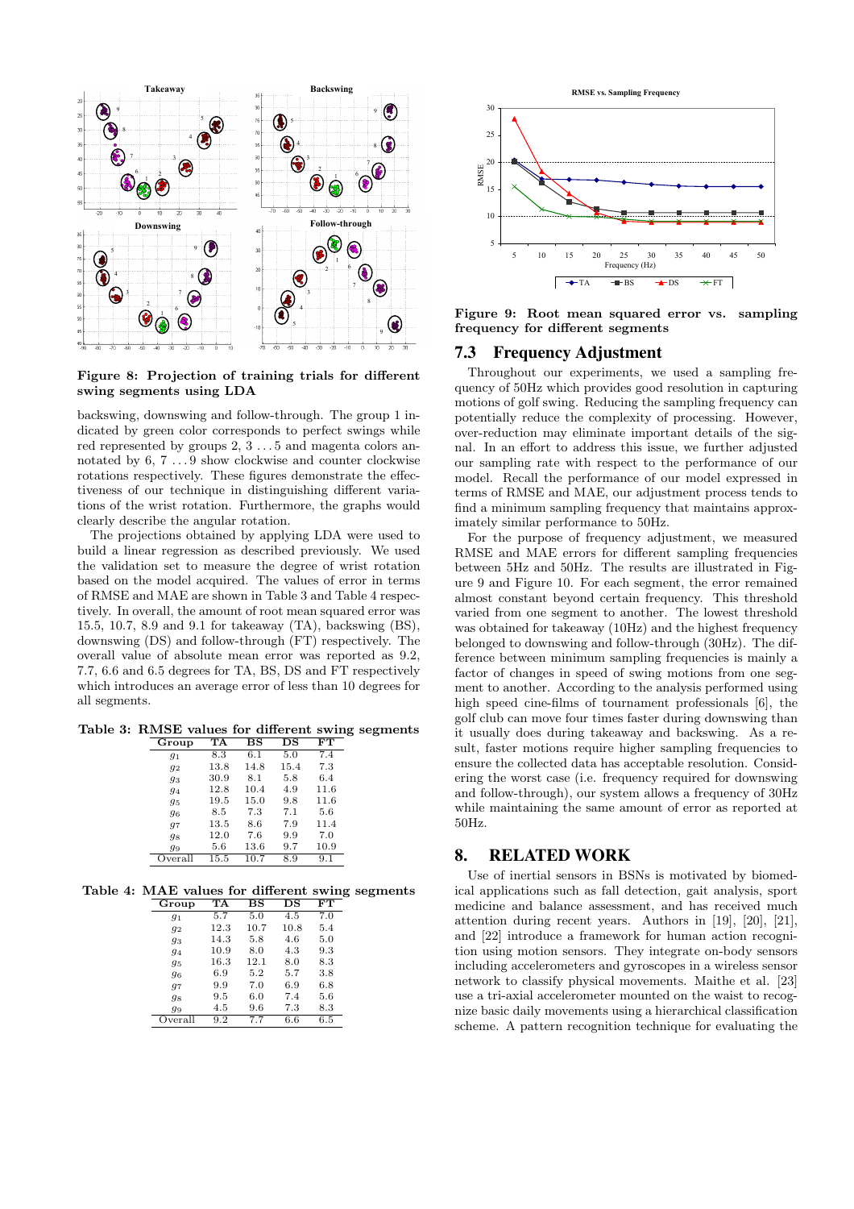Figure 8: Projection of training trials for different swing segments using LDA

backswing, downswing and follow-through. The group 1 indicated by green color corresponds to perfect swings while red represented by groups 2, 3 ... 5 and magenta colors annotated by 6, 7 ... 9 show clockwise and counter clockwise rotations respectively. These figures demonstrate the effectiveness of our technique in distinguishing different variations of the wrist rotation. Furthermore, the graphs would clearly describe the angular rotation.

The projections obtained by applying LDA were used to build a linear regression as described previously. We used the validation set to measure the degree of wrist rotation based on the model acquired. The values of error in terms of RMSE and MAE are shown in Table 3 and Table 4 respectively. In overall, the amount of root mean squared error was 15.5, 10.7, 8.9 and 9.1 for takeaway (TA), backswing (BS), downswing (DS) and follow-through (FT) respectively. The overall value of absolute mean error was reported as 9.2, 7.7, 6.6 and 6.5 degrees for TA, BS, DS and FT respectively which introduces an average error of less than 10 degrees for all segments.

Table 3: RMSE values for different swing segments

| Group | TA | BS | DS | FT |
|---|---|---|---|---|
| $g_1$ | 8.3 | 6.1 | 5.0 | 7.4 |
| $g_2$ | 13.8 | 14.8 | 15.4 | 7.3 |
| $g_3$ | 30.9 | 8.1 | 5.8 | 6.4 |
| $g_4$ | 12.8 | 10.4 | 4.9 | 11.6 |
| $g_5$ | 19.5 | 15.0 | 9.8 | 11.6 |
| $g_6$ | 8.5 | 7.3 | 7.1 | 5.6 |
| $g_7$ | 13.5 | 8.6 | 7.9 | 11.4 |
| $g_8$ | 12.0 | 7.6 | 9.9 | 7.0 |
| $g_9$ | 5.6 | 13.6 | 9.7 | 10.9 |
| Overall | 15.5 | 10.7 | 8.9 | 9.1 |

Table 4: MAE values for different swing segments

| Group | TA | BS | DS | FT |
|---|---|---|---|---|
| $g_1$ | 5.7 | 5.0 | 4.5 | 7.0 |
| $g_2$ | 12.3 | 10.7 | 10.8 | 5.4 |
| $g_3$ | 14.3 | 5.8 | 4.6 | 5.0 |
| $g_4$ | 10.9 | 8.0 | 4.3 | 9.3 |
| $g_5$ | 16.3 | 12.1 | 8.0 | 8.3 |
| $g_6$ | 6.9 | 5.2 | 5.7 | 3.8 |
| $g_7$ | 9.9 | 7.0 | 6.9 | 6.8 |
| $g_8$ | 9.5 | 6.0 | 7.4 | 5.6 |
| $g_9$ | 4.5 | 9.6 | 7.3 | 8.3 |
| Overall | 9.2 | 7.7 | 6.6 | 6.5 |

Figure 9: Root mean squared error vs. sampling frequency for different segments

## 7.3 Frequency Adjustment

Throughout our experiments, we used a sampling frequency of 50Hz which provides good resolution in capturing motions of golf swing. Reducing the sampling frequency can potentially reduce the complexity of processing. However, over-reduction may eliminate important details of the signal. In an effort to address this issue, we further adjusted our sampling rate with respect to the performance of our model. Recall the performance of our model expressed in terms of RMSE and MAE, our adjustment process tends to find a minimum sampling frequency that maintains approximately similar performance to 50Hz.

For the purpose of frequency adjustment, we measured RMSE and MAE errors for different sampling frequencies between 5Hz and 50Hz. The results are illustrated in Figure 9 and Figure 10. For each segment, the error remained almost constant beyond certain frequency. This threshold varied from one segment to another. The lowest threshold was obtained for takeaway (10Hz) and the highest frequency belonged to downswing and follow-through (30Hz). The difference between minimum sampling frequencies is mainly a factor of changes in speed of swing motions from one segment to another. According to the analysis performed using high speed cine-films of tournament professionals [6], the golf club can move four times faster during downswing than it usually does during takeaway and backswing. As a result, faster motions require higher sampling frequencies to ensure the collected data has acceptable resolution. Considering the worst case (i.e. frequency required for downswing and follow-through), our system allows a frequency of 30Hz while maintaining the same amount of error as reported at 50Hz.

# 8. RELATED WORK

Use of inertial sensors in BSNs is motivated by biomedical applications such as fall detection, gait analysis, sport medicine and balance assessment, and has received much attention during recent years. Authors in [19], [20], [21], and [22] introduce a framework for human action recognition using motion sensors. They integrate on-body sensors including accelerometers and gyroscopes in a wireless sensor network to classify physical movements. Maithe et al. [23] use a tri-axial accelerometer mounted on the waist to recognize basic daily movements using a hierarchical classification scheme. A pattern recognition technique for evaluating the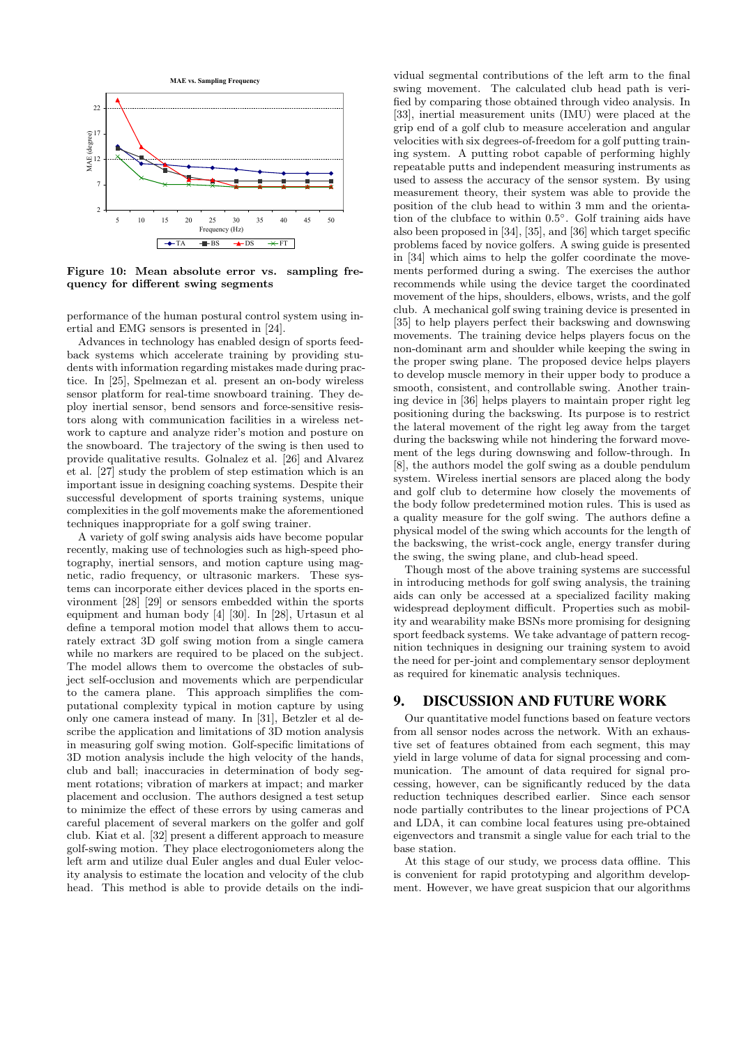**Figure 10: Mean absolute error vs. sampling frequency for different swing segments**

performance of the human postural control system using inertial and EMG sensors is presented in [24].

Advances in technology has enabled design of sports feedback systems which accelerate training by providing students with information regarding mistakes made during practice. In [25], Spelmezan et al. present an on-body wireless sensor platform for real-time snowboard training. They deploy inertial sensor, bend sensors and force-sensitive resistors along with communication facilities in a wireless network to capture and analyze rider's motion and posture on the snowboard. The trajectory of the swing is then used to provide qualitative results. Golnalez et al. [26] and Alvarez et al. [27] study the problem of step estimation which is an important issue in designing coaching systems. Despite their successful development of sports training systems, unique complexities in the golf movements make the aforementioned techniques inappropriate for a golf swing trainer.

A variety of golf swing analysis aids have become popular recently, making use of technologies such as high-speed photography, inertial sensors, and motion capture using magnetic, radio frequency, or ultrasonic markers. These systems can incorporate either devices placed in the sports environment [28] [29] or sensors embedded within the sports equipment and human body [4] [30]. In [28], Urtasun et al define a temporal motion model that allows them to accurately extract 3D golf swing motion from a single camera while no markers are required to be placed on the subject. The model allows them to overcome the obstacles of subject self-occlusion and movements which are perpendicular to the camera plane. This approach simplifies the computational complexity typical in motion capture by using only one camera instead of many. In [31], Betzler et al describe the application and limitations of 3D motion analysis in measuring golf swing motion. Golf-specific limitations of 3D motion analysis include the high velocity of the hands, club and ball; inaccuracies in determination of body segment rotations; vibration of markers at impact; and marker placement and occlusion. The authors designed a test setup to minimize the effect of these errors by using cameras and careful placement of several markers on the golfer and golf club. Kiat et al. [32] present a different approach to measure golf-swing motion. They place electrogoniometers along the left arm and utilize dual Euler angles and dual Euler velocity analysis to estimate the location and velocity of the club head. This method is able to provide details on the individual segmental contributions of the left arm to the final swing movement. The calculated club head path is verified by comparing those obtained through video analysis. In [33], inertial measurement units (IMU) were placed at the grip end of a golf club to measure acceleration and angular velocities with six degrees-of-freedom for a golf putting training system. A putting robot capable of performing highly repeatable putts and independent measuring instruments as used to assess the accuracy of the sensor system. By using measurement theory, their system was able to provide the position of the club head to within 3 mm and the orientation of the clubface to within 0.5°. Golf training aids have also been proposed in [34], [35], and [36] which target specific problems faced by novice golfers. A swing guide is presented in [34] which aims to help the golfer coordinate the movements performed during a swing. The exercises the author recommends while using the device target the coordinated movement of the hips, shoulders, elbows, wrists, and the golf club. A mechanical golf swing training device is presented in [35] to help players perfect their backswing and downswing movements. The training device helps players focus on the non-dominant arm and shoulder while keeping the swing in the proper swing plane. The proposed device helps players to develop muscle memory in their upper body to produce a smooth, consistent, and controllable swing. Another training device in [36] helps players to maintain proper right leg positioning during the backswing. Its purpose is to restrict the lateral movement of the right leg away from the target during the backswing while not hindering the forward movement of the legs during downswing and follow-through. In [8], the authors model the golf swing as a double pendulum system. Wireless inertial sensors are placed along the body and golf club to determine how closely the movements of the body follow predetermined motion rules. This is used as a quality measure for the golf swing. The authors define a physical model of the swing which accounts for the length of the backswing, the wrist-cock angle, energy transfer during the swing, the swing plane, and club-head speed.

Though most of the above training systems are successful in introducing methods for golf swing analysis, the training aids can only be accessed at a specialized facility making widespread deployment difficult. Properties such as mobility and wearability make BSNs more promising for designing sport feedback systems. We take advantage of pattern recognition techniques in designing our training system to avoid the need for per-joint and complementary sensor deployment as required for kinematic analysis techniques.

## 9. DISCUSSION AND FUTURE WORK

Our quantitative model functions based on feature vectors from all sensor nodes across the network. With an exhaustive set of features obtained from each segment, this may yield in large volume of data for signal processing and communication. The amount of data required for signal processing, however, can be significantly reduced by the data reduction techniques described earlier. Since each sensor node partially contributes to the linear projections of PCA and LDA, it can combine local features using pre-obtained eigenvectors and transmit a single value for each trial to the base station.

At this stage of our study, we process data offline. This is convenient for rapid prototyping and algorithm development. However, we have great suspicion that our algorithms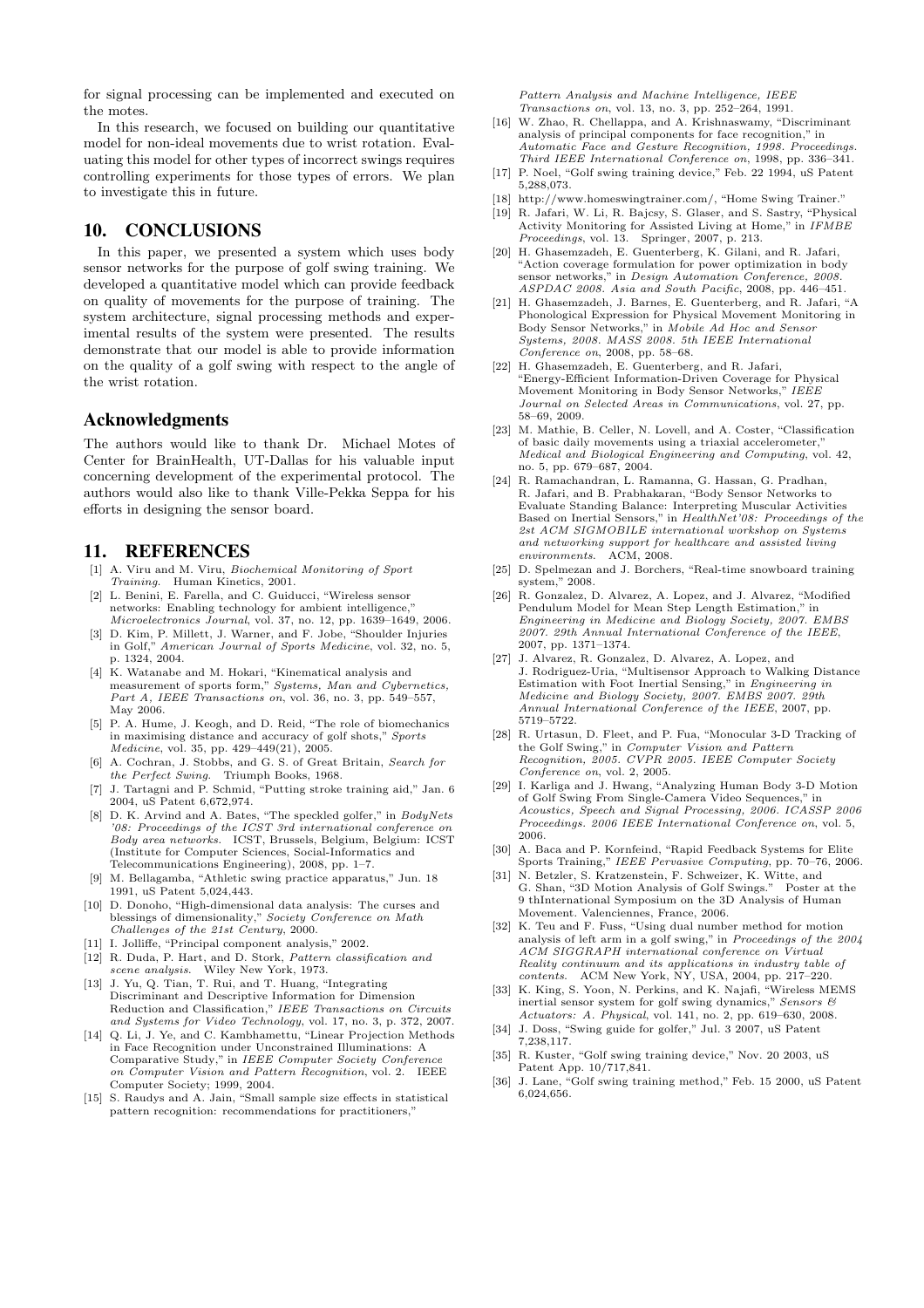for signal processing can be implemented and executed on the motes.

In this research, we focused on building our quantitative model for non-ideal movements due to wrist rotation. Evaluating this model for other types of incorrect swings requires controlling experiments for those types of errors. We plan to investigate this in future.

## 10. CONCLUSIONS

In this paper, we presented a system which uses body sensor networks for the purpose of golf swing training. We developed a quantitative model which can provide feedback on quality of movements for the purpose of training. The system architecture, signal processing methods and experimental results of the system were presented. The results demonstrate that our model is able to provide information on the quality of a golf swing with respect to the angle of the wrist rotation.

## Acknowledgments

The authors would like to thank Dr. Michael Motes of Center for BrainHealth, UT-Dallas for his valuable input concerning development of the experimental protocol. The authors would also like to thank Ville-Pekka Seppa for his efforts in designing the sensor board.

## 11. REFERENCES

[1] A. Viru and M. Viru, *Biochemical Monitoring of Sport Training*. Human Kinetics, 2001.

[2] L. Benini, E. Farella, and C. Guiducci, "Wireless sensor networks: Enabling technology for ambient intelligence," *Microelectronics Journal*, vol. 37, no. 12, pp. 1639–1649, 2006.

[3] D. Kim, P. Millett, J. Warner, and F. Jobe, "Shoulder Injuries in Golf," *American Journal of Sports Medicine*, vol. 32, no. 5, p. 1324, 2004.

[4] K. Watanabe and M. Hokari, "Kinematical analysis and measurement of sports form," *Systems, Man and Cybernetics, Part A, IEEE Transactions on*, vol. 36, no. 3, pp. 549–557, May 2006.

[5] P. A. Hume, J. Keogh, and D. Reid, "The role of biomechanics in maximising distance and accuracy of golf shots," *Sports Medicine*, vol. 35, pp. 429–449(21), 2005.

[6] A. Cochran, J. Stobbs, and G. S. of Great Britain, *Search for the Perfect Swing*. Triumph Books, 1968.

[7] J. Tartagni and P. Schmid, "Putting stroke training aid," Jan. 6 2004, uS Patent 6,672,974.

[8] D. K. Arvind and A. Bates, "The speckled golfer," in *BodyNets '08: Proceedings of the ICST 3rd international conference on Body area networks*. ICST, Brussels, Belgium, Belgium: ICST (Institute for Computer Sciences, Social-Informatics and Telecommunications Engineering), 2008, pp. 1–7.

[9] M. Bellagamba, "Athletic swing practice apparatus," Jun. 18 1991, uS Patent 5,024,443.

[10] D. Donoho, "High-dimensional data analysis: The curses and blessings of dimensionality," *Society Conference on Math Challenges of the 21st Century*, 2000.

[11] I. Jolliffe, "Principal component analysis," 2002.

[12] R. Duda, P. Hart, and D. Stork, *Pattern classification and scene analysis*. Wiley New York, 1973.

[13] J. Yu, Q. Tian, T. Rui, and T. Huang, "Integrating Discriminant and Descriptive Information for Dimension Reduction and Classification," *IEEE Transactions on Circuits and Systems for Video Technology*, vol. 17, no. 3, p. 372, 2007.

[14] Q. Li, J. Ye, and C. Kambhamettu, "Linear Projection Methods in Face Recognition under Unconstrained Illuminations: A Comparative Study," in *IEEE Computer Society Conference on Computer Vision and Pattern Recognition*, vol. 2. IEEE Computer Society; 1999, 2004.

[15] S. Raudys and A. Jain, "Small sample size effects in statistical pattern recognition: recommendations for practitioners," *Pattern Analysis and Machine Intelligence, IEEE Transactions on*, vol. 13, no. 3, pp. 252–264, 1991.

[16] W. Zhao, R. Chellappa, and A. Krishnaswamy, "Discriminant analysis of principal components for face recognition," in *Automatic Face and Gesture Recognition, 1998. Proceedings. Third IEEE International Conference on*, 1998, pp. 336–341.

[17] P. Noel, "Golf swing training device," Feb. 22 1994, uS Patent 5,288,073.

[18] http://www.homeswingtrainer.com/, "Home Swing Trainer."

[19] R. Jafari, W. Li, R. Bajcsy, S. Glaser, and S. Sastry, "Physical Activity Monitoring for Assisted Living at Home," in *IFMBE Proceedings*, vol. 13. Springer, 2007, p. 213.

[20] H. Ghasemzadeh, E. Guenterberg, K. Gilani, and R. Jafari, "Action coverage formulation for power optimization in body sensor networks," in *Design Automation Conference, 2008. ASPDAC 2008. Asia and South Pacific*, 2008, pp. 446–451.

[21] H. Ghasemzadeh, J. Barnes, E. Guenterberg, and R. Jafari, "A Phonological Expression for Physical Movement Monitoring in Body Sensor Networks," in *Mobile Ad Hoc and Sensor Systems, 2008. MASS 2008. 5th IEEE International Conference on*, 2008, pp. 58–68.

[22] H. Ghasemzadeh, E. Guenterberg, and R. Jafari, "Energy-Efficient Information-Driven Coverage for Physical Movement Monitoring in Body Sensor Networks," *IEEE Journal on Selected Areas in Communications*, vol. 27, pp. 58–69, 2009.

[23] M. Mathie, B. Celler, N. Lovell, and A. Coster, "Classification of basic daily movements using a triaxial accelerometer," *Medical and Biological Engineering and Computing*, vol. 42, no. 5, pp. 679–687, 2004.

[24] R. Ramachandran, L. Ramanna, G. Hassan, G. Pradhan, R. Jafari, and B. Prabhakaran, "Body Sensor Networks to Evaluate Standing Balance: Interpreting Muscular Activities Based on Inertial Sensors," in *HealthNet'08: Proceedings of the 2st ACM SIGMOBILE international workshop on Systems and networking support for healthcare and assisted living environments*. ACM, 2008.

[25] D. Spelmezan and J. Borchers, "Real-time snowboard training system," 2008.

[26] R. Gonzalez, D. Alvarez, A. Lopez, and J. Alvarez, "Modified Pendulum Model for Mean Step Length Estimation," in *Engineering in Medicine and Biology Society, 2007. EMBS 2007. 29th Annual International Conference of the IEEE*, 2007, pp. 1371–1374.

[27] J. Alvarez, R. Gonzalez, D. Alvarez, A. Lopez, and J. Rodriguez-Uria, "Multisensor Approach to Walking Distance Estimation with Foot Inertial Sensing," in *Engineering in Medicine and Biology Society, 2007. EMBS 2007. 29th Annual International Conference of the IEEE*, 2007, pp. 5719–5722.

[28] R. Urtasun, D. Fleet, and P. Fua, "Monocular 3-D Tracking of the Golf Swing," in *Computer Vision and Pattern Recognition, 2005. CVPR 2005. IEEE Computer Society Conference on*, vol. 2, 2005.

[29] I. Karliga and J. Hwang, "Analyzing Human Body 3-D Motion of Golf Swing From Single-Camera Video Sequences," in *Acoustics, Speech and Signal Processing, 2006. ICASSP 2006 Proceedings. 2006 IEEE International Conference on*, vol. 5, 2006.

[30] A. Baca and P. Kornfeind, "Rapid Feedback Systems for Elite Sports Training," *IEEE Pervasive Computing*, pp. 70–76, 2006.

[31] N. Betzler, S. Kratzenstein, F. Schweizer, K. Witte, and G. Shan, "3D Motion Analysis of Golf Swings." Poster at the 9 thInternational Symposium on the 3D Analysis of Human Movement. Valenciennes, France, 2006.

[32] K. Teu and F. Fuss, "Using dual number method for motion analysis of left arm in a golf swing," in *Proceedings of the 2004 ACM SIGGRAPH international conference on Virtual Reality continuum and its applications in industry table of contents*. ACM New York, NY, USA, 2004, pp. 217–220.

[33] K. King, S. Yoon, N. Perkins, and K. Najafi, "Wireless MEMS inertial sensor system for golf swing dynamics," *Sensors & Actuators: A. Physical*, vol. 141, no. 2, pp. 619–630, 2008.

[34] J. Doss, "Swing guide for golfer," Jul. 3 2007, uS Patent 7,238,117.

[35] R. Kuster, "Golf swing training device," Nov. 20 2003, uS Patent App. 10/717,841.

[36] J. Lane, "Golf swing training method," Feb. 15 2000, uS Patent 6,024,656.